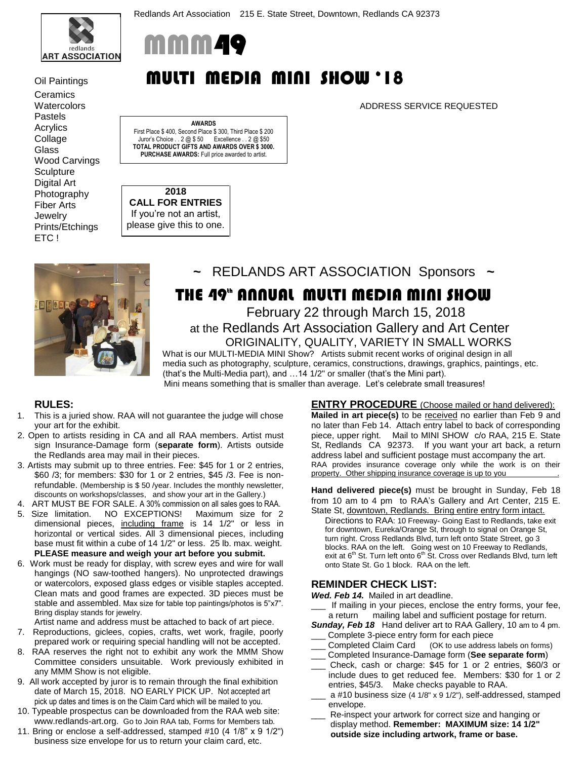Redlands Art Association 215 E. State Street, Downtown, Redlands CA 92373

redlands ART ASSOCIATION

# MMM49

# MULTI MEDIA MINI SHOW '18

- Oil Paintings
- Ceramics
- Watercolors
- Pastels
- Acrylics
- Collage
- Glass
- Wood Carvings
- Sculpture
- Digital Art
- Photography
- Fiber Arts
- Jewelry
- Prints/Etchings
- ETC !

ADDRESS SERVICE REQUESTED

**AWARDS**
First Place $ 400, Second Place $ 300, Third Place $ 200
Juror's Choice . . 2 @ $ 50 Excellence . . 2 @ $50
**TOTAL PRODUCT GIFTS AND AWARDS OVER $ 3000.**
**PURCHASE AWARDS:** Full price awarded to artist.

**2018**
**CALL FOR ENTRIES**
If you're not an artist, please give this to one.

## ~ REDLANDS ART ASSOCIATION Sponsors ~

## THE 49th ANNUAL MULTI MEDIA MINI SHOW

February 22 through March 15, 2018

at the Redlands Art Association Gallery and Art Center

ORIGINALITY, QUALITY, VARIETY IN SMALL WORKS

What is our MULTI-MEDIA MINI Show? Artists submit recent works of original design in all media such as photography, sculpture, ceramics, constructions, drawings, graphics, paintings, etc. (that's the Multi-Media part), and …14 1/2" or smaller (that's the Mini part). Mini means something that is smaller than average. Let's celebrate small treasures!

### RULES:

1. This is a juried show. RAA will not guarantee the judge will chose your art for the exhibit.
2. Open to artists residing in CA and all RAA members. Artist must sign Insurance-Damage form (**separate form**). Artists outside the Redlands area may mail in their pieces.
3. Artists may submit up to three entries. Fee: $45 for 1 or 2 entries, $60 /3; for members: $30 for 1 or 2 entries, $45 /3. Fee is non-refundable. (Membership is $ 50 /year. Includes the monthly newsletter, discounts on workshops/classes, and show your art in the Gallery.)
4. ART MUST BE FOR SALE. A 30% commission on all sales goes to RAA.
5. Size limitation. NO EXCEPTIONS! Maximum size for 2 dimensional pieces, <u>including frame</u> is 14 1/2" or less in horizontal or vertical sides. All 3 dimensional pieces, including base must fit within a cube of 14 1/2" or less. 25 lb. max. weight. **PLEASE measure and weigh your art before you submit.**
6. Work must be ready for display, with screw eyes and wire for wall hangings (NO saw-toothed hangers). No unprotected drawings or watercolors, exposed glass edges or visible staples accepted. Clean mats and good frames are expected. 3D pieces must be stable and assembled. Max size for table top paintings/photos is 5"x7". Bring display stands for jewelry.
   Artist name and address must be attached to back of art piece.
7. Reproductions, giclees, copies, crafts, wet work, fragile, poorly prepared work or requiring special handling will not be accepted.
8. RAA reserves the right not to exhibit any work the MMM Show Committee considers unsuitable. Work previously exhibited in any MMM Show is not eligible.
9. All work accepted by juror is to remain through the final exhibition date of March 15, 2018. NO EARLY PICK UP. Not accepted art pick up dates and times is on the Claim Card which will be mailed to you.
10. Typeable prospectus can be downloaded from the RAA web site: www.redlands-art.org. Go to Join RAA tab, Forms for Members tab.
11. Bring or enclose a self-addressed, stamped #10 (4 1/8" x 9 1/2") business size envelope for us to return your claim card, etc.

### ENTRY PROCEDURE (Choose mailed or hand delivered):

**Mailed in art piece(s)** to be <u>received</u> no earlier than Feb 9 and no later than Feb 14. Attach entry label to back of corresponding piece, upper right. Mail to MINI SHOW c/o RAA, 215 E. State St, Redlands CA 92373. If you want your art back, a return address label and sufficient postage must accompany the art. RAA provides insurance coverage only while the work is on their <u>property. Other shipping insurance coverage is up to you</u> .

**Hand delivered piece(s)** must be brought in Sunday, Feb 18 from 10 am to 4 pm to RAA's Gallery and Art Center, 215 E. State St, <u>downtown, Redlands. Bring entire entry form intact.</u>

Directions to RAA: 10 Freeway- Going East to Redlands, take exit for downtown, Eureka/Orange St, through to signal on Orange St, turn right. Cross Redlands Blvd, turn left onto State Street, go 3 blocks. RAA on the left. Going west on 10 Freeway to Redlands, exit at 6th St. Turn left onto 6th St. Cross over Redlands Blvd, turn left onto State St. Go 1 block. RAA on the left.

### REMINDER CHECK LIST:

***Wed. Feb 14.*** Mailed in art deadline.

___ If mailing in your pieces, enclose the entry forms, your fee, a return mailing label and sufficient postage for return.

***Sunday, Feb 18*** Hand deliver art to RAA Gallery, 10 am to 4 pm.

___ Complete 3-piece entry form for each piece
___ Completed Claim Card (OK to use address labels on forms)
___ Completed Insurance-Damage form (**See separate form**)
___ Check, cash or charge: $45 for 1 or 2 entries, $60/3 or include dues to get reduced fee. Members: $30 for 1 or 2 entries, $45/3. Make checks payable to RAA.
___ a #10 business size (4 1/8" x 9 1/2"), self-addressed, stamped envelope.
___ Re-inspect your artwork for correct size and hanging or display method. **Remember: MAXIMUM size: 14 1/2" outside size including artwork, frame or base.**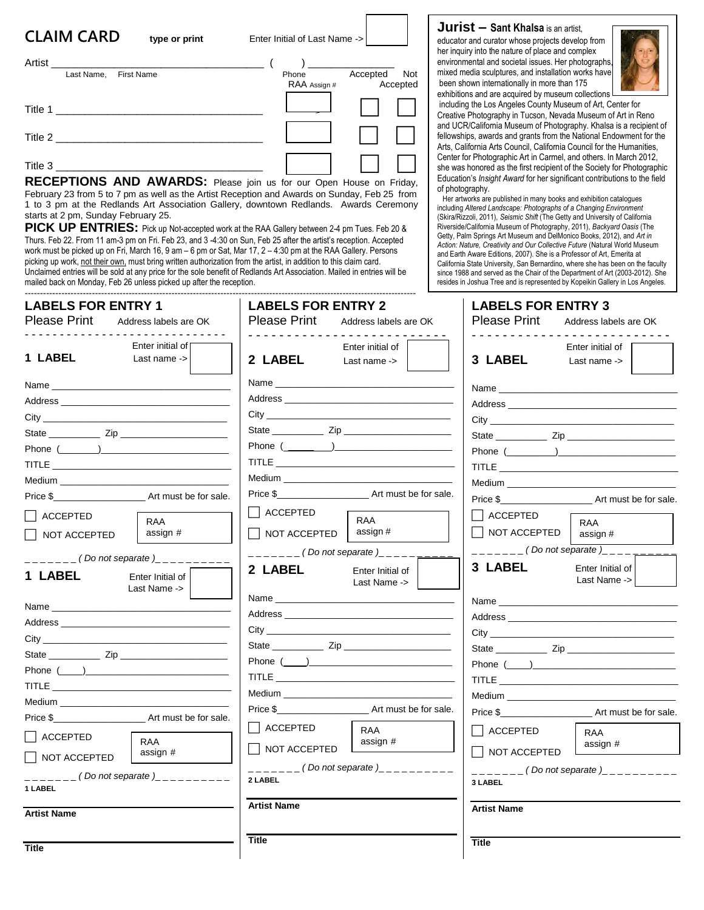# CLAIM CARD

type or print

Enter Initial of Last Name -> ☐

Artist ____________________________________ ( ) ______________

Last Name, First Name — Phone

| | RAA Assign # | Accepted | Not Accepted |
|---|---|---|---|
| Title 1 ____________________________________ | ☐ | ☐ | ☐ |
| Title 2 ____________________________________ | ☐ | ☐ | ☐ |
| Title 3 ____________________________________ | ☐ | ☐ | ☐ |

**RECEPTIONS AND AWARDS:** Please join us for our Open House on Friday, February 23 from 5 to 7 pm as well as the Artist Reception and Awards on Sunday, Feb 25 from 1 to 3 pm at the Redlands Art Association Gallery, downtown Redlands. Awards Ceremony starts at 2 pm, Sunday February 25.

**PICK UP ENTRIES:** Pick up Not-accepted work at the RAA Gallery between 2-4 pm Tues. Feb 20 & Thurs. Feb 22. From 11 am-3 pm on Fri. Feb 23, and 3 -4:30 on Sun, Feb 25 after the artist's reception. Accepted work must be picked up on Fri, March 16, 9 am – 6 pm or Sat, Mar 17, 2 – 4:30 pm at the RAA Gallery. Persons picking up work, not their own, must bring written authorization from the artist, in addition to this claim card. Unclaimed entries will be sold at any price for the sole benefit of Redlands Art Association. Mailed in entries will be mailed back on Monday, Feb 26 unless picked up after the reception.

## Jurist – Sant Khalsa

**Sant Khalsa** is an artist, educator and curator whose projects develop from her inquiry into the nature of place and complex environmental and societal issues. Her photographs, mixed media sculptures, and installation works have been shown internationally in more than 175 exhibitions and are acquired by museum collections including the Los Angeles County Museum of Art, Center for Creative Photography in Tucson, Nevada Museum of Art in Reno and UCR/California Museum of Photography. Khalsa is a recipient of fellowships, awards and grants from the National Endowment for the Arts, California Arts Council, California Council for the Humanities, Center for Photographic Art in Carmel, and others. In March 2012, she was honored as the first recipient of the Society for Photographic Education's *Insight Award* for her significant contributions to the field of photography.

Her artworks are published in many books and exhibition catalogues including *Altered Landscape: Photographs of a Changing Environment* (Skira/Rizzoli, 2011), *Seismic Shift* (The Getty and University of California Riverside/California Museum of Photography, 2011), *Backyard Oasis* (The Getty, Palm Springs Art Museum and DelMonico Books, 2012), and *Art in Action: Nature, Creativity and Our Collective Future* (Natural World Museum and Earth Aware Editions, 2007). She is a Professor of Art, Emerita at California State University, San Bernardino, where she has been on the faculty since 1988 and served as the Chair of the Department of Art (2003-2012). She resides in Joshua Tree and is represented by Kopeikin Gallery in Los Angeles.

---

## LABELS FOR ENTRY 1

Please Print — Address labels are OK

**1 LABEL** — Enter initial of Last name -> ☐

Name ________________________________

Address ________________________________

City ________________________________

State __________ Zip ____________________

Phone (_______)______________________

TITLE ________________________________

Medium ________________________________

Price $__________________ Art must be for sale.

☐ ACCEPTED
☐ NOT ACCEPTED
RAA assign #

_ _ _ _ _ _ _ ( Do not separate ) _ _ _ _ _ _ _ _ _ _

**1 LABEL** — Enter Initial of Last Name -> ☐

Name ________________________________

Address ________________________________

City ________________________________

State __________ Zip ____________________

Phone (____)______________________

TITLE ________________________________

Medium ________________________________

Price $__________________ Art must be for sale.

☐ ACCEPTED
☐ NOT ACCEPTED
RAA assign #

_ _ _ _ _ _ _ ( Do not separate ) _ _ _ _ _ _ _ _ _ _

**1 LABEL**

**Artist Name**

**Title**

## LABELS FOR ENTRY 2

Please Print — Address labels are OK

**2 LABEL** — Enter initial of Last name -> ☐

Name ________________________________

Address ________________________________

City ________________________________

State __________ Zip ____________________

Phone (______)______________________

TITLE ________________________________

Medium ________________________________

Price $__________________ Art must be for sale.

☐ ACCEPTED
☐ NOT ACCEPTED
RAA assign #

_ _ _ _ _ _ _ ( Do not separate ) _ _ _ _ _ _ _ _ _ _

**2 LABEL** — Enter Initial of Last Name -> ☐

Name ________________________________

Address ________________________________

City ________________________________

State __________ Zip ____________________

Phone (____)______________________

TITLE ________________________________

Medium ________________________________

Price $__________________ Art must be for sale.

☐ ACCEPTED
☐ NOT ACCEPTED
RAA assign #

_ _ _ _ _ _ _ ( Do not separate ) _ _ _ _ _ _ _ _ _ _

**2 LABEL**

**Artist Name**

**Title**

## LABELS FOR ENTRY 3

Please Print — Address labels are OK

**3 LABEL** — Enter initial of Last name -> ☐

Name ________________________________

Address ________________________________

City ________________________________

State __________ Zip ____________________

Phone (_________)______________________

TITLE ________________________________

Medium ________________________________

Price $__________________ Art must be for sale.

☐ ACCEPTED
☐ NOT ACCEPTED
RAA assign #

_ _ _ _ _ _ _ ( Do not separate ) _ _ _ _ _ _ _ _ _ _

**3 LABEL** — Enter Initial of Last Name -> ☐

Name ________________________________

Address ________________________________

City ________________________________

State __________ Zip ____________________

Phone (____)______________________

TITLE ________________________________

Medium ________________________________

Price $__________________ Art must be for sale.

☐ ACCEPTED
☐ NOT ACCEPTED
RAA assign #

_ _ _ _ _ _ _ ( Do not separate ) _ _ _ _ _ _ _ _ _ _

**3 LABEL**

**Artist Name**

**Title**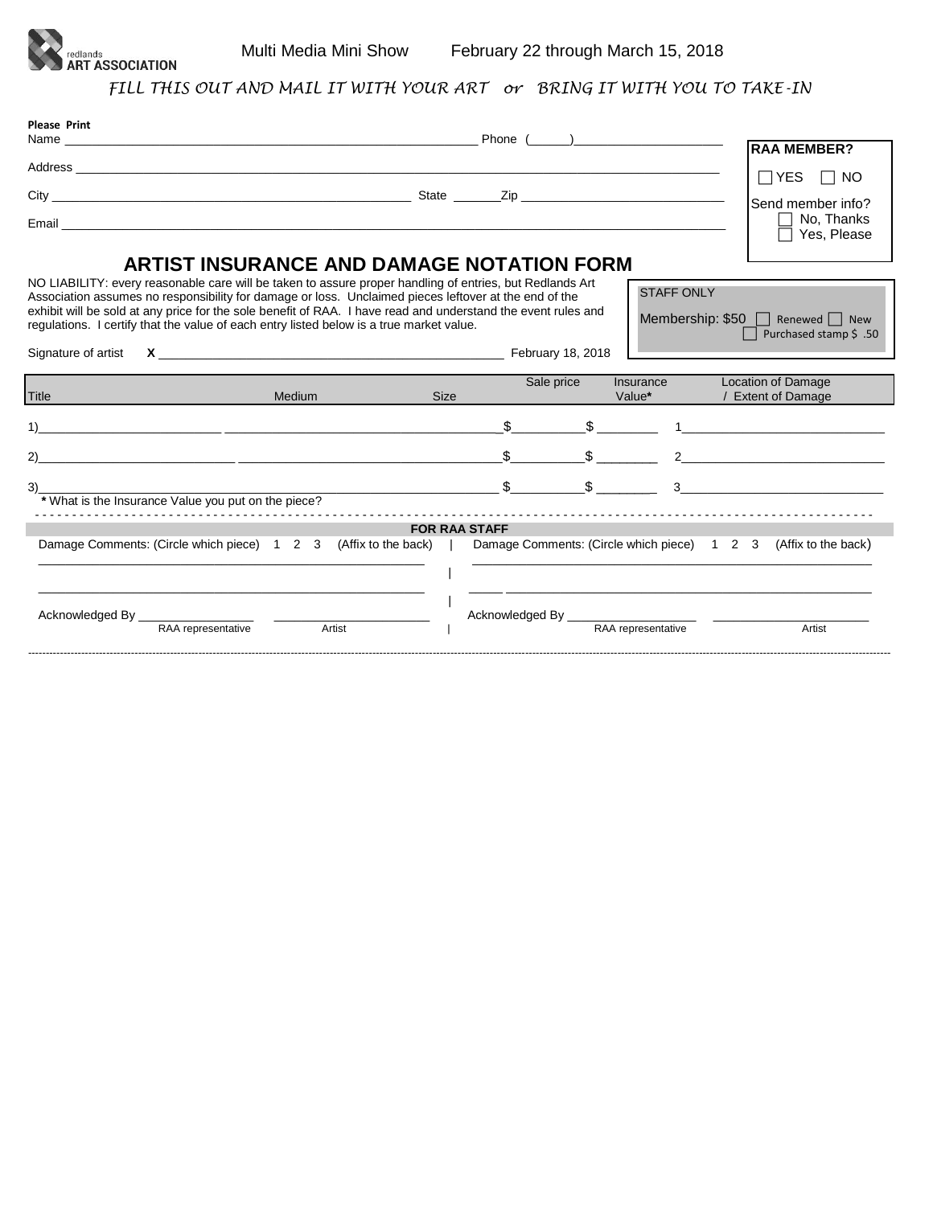redlands ART ASSOCIATION

Multi Media Mini Show    February 22 through March 15, 2018

*FILL THIS OUT AND MAIL IT WITH YOUR ART  or  BRING IT WITH YOU TO TAKE-IN*

**Please Print**

Name ______________________________ Phone (_____)__________________

Address ______________________________________________

City ______________________________ State ______Zip ____________________

Email ______________________________________________

**RAA MEMBER?**

☐ YES ☐ NO

Send member info?
☐ No, Thanks
☐ Yes, Please

## ARTIST INSURANCE AND DAMAGE NOTATION FORM

NO LIABILITY: every reasonable care will be taken to assure proper handling of entries, but Redlands Art Association assumes no responsibility for damage or loss. Unclaimed pieces leftover at the end of the exhibit will be sold at any price for the sole benefit of RAA. I have read and understand the event rules and regulations. I certify that the value of each entry listed below is a true market value.

Signature of artist **X** ______________________________ February 18, 2018

STAFF ONLY

Membership: $50 ☐ Renewed ☐ New
☐ Purchased stamp $ .50

| Title | Medium | Size | Sale price | Insurance Value* | Location of Damage / Extent of Damage |
|---|---|---|---|---|---|
| 1)________ | ________ | | $________ | $________ | 1________ |
| 2)________ | ________ | | $________ | $________ | 2________ |
| 3)________ | | | $________ | $________ | 3________ |

**\*** What is the Insurance Value you put on the piece?

**FOR RAA STAFF**

Damage Comments: (Circle which piece) 1 2 3 (Affix to the back) | Damage Comments: (Circle which piece) 1 2 3 (Affix to the back)

______________________________ | ______________________________

______________________________ | ______________________________

Acknowledged By ______________ ______________ | Acknowledged By ______________ ______________
RAA representative    Artist | RAA representative    Artist